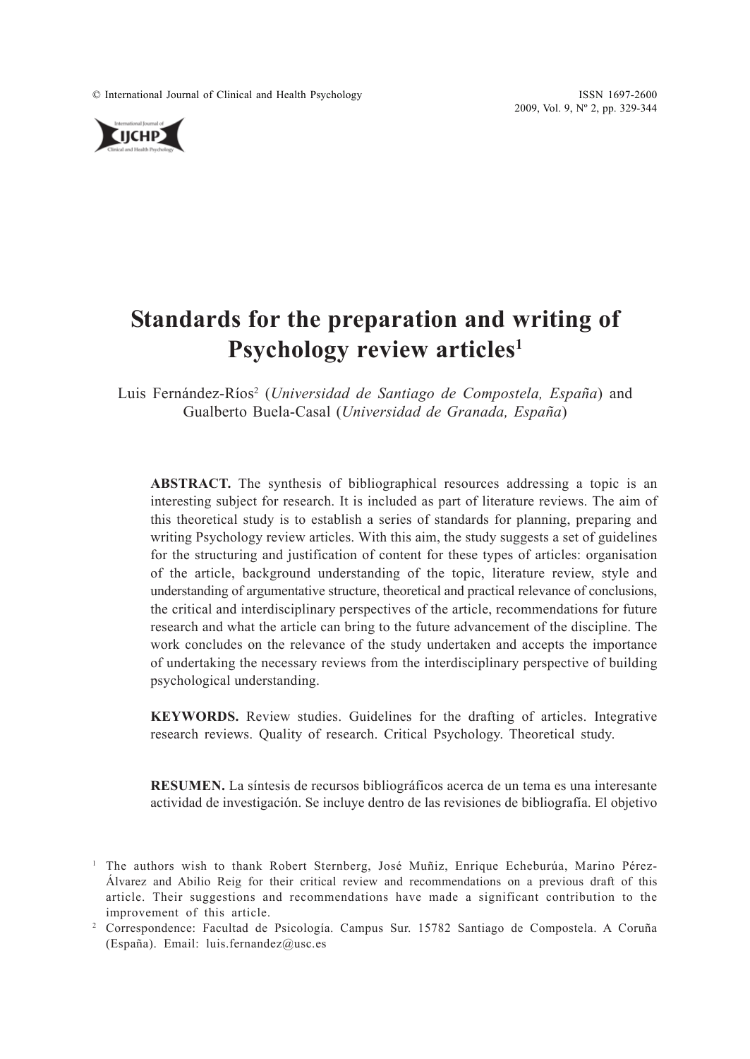# Standards for the preparation and writing of Psychology review articles[1]

Luis Fernández-Ríos[2] (*Universidad de Santiago de Compostela, España*) and Gualberto Buela-Casal (*Universidad de Granada, España*)

**ABSTRACT.** The synthesis of bibliographical resources addressing a topic is an interesting subject for research. It is included as part of literature reviews. The aim of this theoretical study is to establish a series of standards for planning, preparing and writing Psychology review articles. With this aim, the study suggests a set of guidelines for the structuring and justification of content for these types of articles: organisation of the article, background understanding of the topic, literature review, style and understanding of argumentative structure, theoretical and practical relevance of conclusions, the critical and interdisciplinary perspectives of the article, recommendations for future research and what the article can bring to the future advancement of the discipline. The work concludes on the relevance of the study undertaken and accepts the importance of undertaking the necessary reviews from the interdisciplinary perspective of building psychological understanding.

**KEYWORDS.** Review studies. Guidelines for the drafting of articles. Integrative research reviews. Quality of research. Critical Psychology. Theoretical study.

**RESUMEN.** La síntesis de recursos bibliográficos acerca de un tema es una interesante actividad de investigación. Se incluye dentro de las revisiones de bibliografía. El objetivo

[1] The authors wish to thank Robert Sternberg, José Muñiz, Enrique Echeburúa, Marino Pérez-Álvarez and Abilio Reig for their critical review and recommendations on a previous draft of this article. Their suggestions and recommendations have made a significant contribution to the improvement of this article.

[2] Correspondence: Facultad de Psicología. Campus Sur. 15782 Santiago de Compostela. A Coruña (España). Email: luis.fernandez@usc.es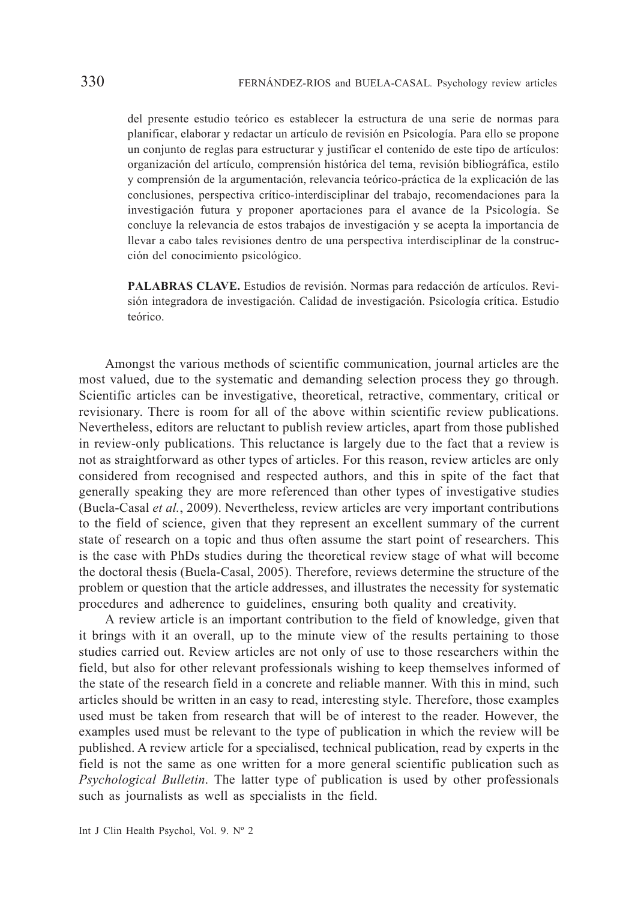del presente estudio teórico es establecer la estructura de una serie de normas para planificar, elaborar y redactar un artículo de revisión en Psicología. Para ello se propone un conjunto de reglas para estructurar y justificar el contenido de este tipo de artículos: organización del artículo, comprensión histórica del tema, revisión bibliográfica, estilo y comprensión de la argumentación, relevancia teórico-práctica de la explicación de las conclusiones, perspectiva crítico-interdisciplinar del trabajo, recomendaciones para la investigación futura y proponer aportaciones para el avance de la Psicología. Se concluye la relevancia de estos trabajos de investigación y se acepta la importancia de llevar a cabo tales revisiones dentro de una perspectiva interdisciplinar de la construcción del conocimiento psicológico.

**PALABRAS CLAVE.** Estudios de revisión. Normas para redacción de artículos. Revisión integradora de investigación. Calidad de investigación. Psicología crítica. Estudio teórico.

Amongst the various methods of scientific communication, journal articles are the most valued, due to the systematic and demanding selection process they go through. Scientific articles can be investigative, theoretical, retractive, commentary, critical or revisionary. There is room for all of the above within scientific review publications. Nevertheless, editors are reluctant to publish review articles, apart from those published in review-only publications. This reluctance is largely due to the fact that a review is not as straightforward as other types of articles. For this reason, review articles are only considered from recognised and respected authors, and this in spite of the fact that generally speaking they are more referenced than other types of investigative studies (Buela-Casal *et al.*, 2009). Nevertheless, review articles are very important contributions to the field of science, given that they represent an excellent summary of the current state of research on a topic and thus often assume the start point of researchers. This is the case with PhDs studies during the theoretical review stage of what will become the doctoral thesis (Buela-Casal, 2005). Therefore, reviews determine the structure of the problem or question that the article addresses, and illustrates the necessity for systematic procedures and adherence to guidelines, ensuring both quality and creativity.

A review article is an important contribution to the field of knowledge, given that it brings with it an overall, up to the minute view of the results pertaining to those studies carried out. Review articles are not only of use to those researchers within the field, but also for other relevant professionals wishing to keep themselves informed of the state of the research field in a concrete and reliable manner. With this in mind, such articles should be written in an easy to read, interesting style. Therefore, those examples used must be taken from research that will be of interest to the reader. However, the examples used must be relevant to the type of publication in which the review will be published. A review article for a specialised, technical publication, read by experts in the field is not the same as one written for a more general scientific publication such as *Psychological Bulletin*. The latter type of publication is used by other professionals such as journalists as well as specialists in the field.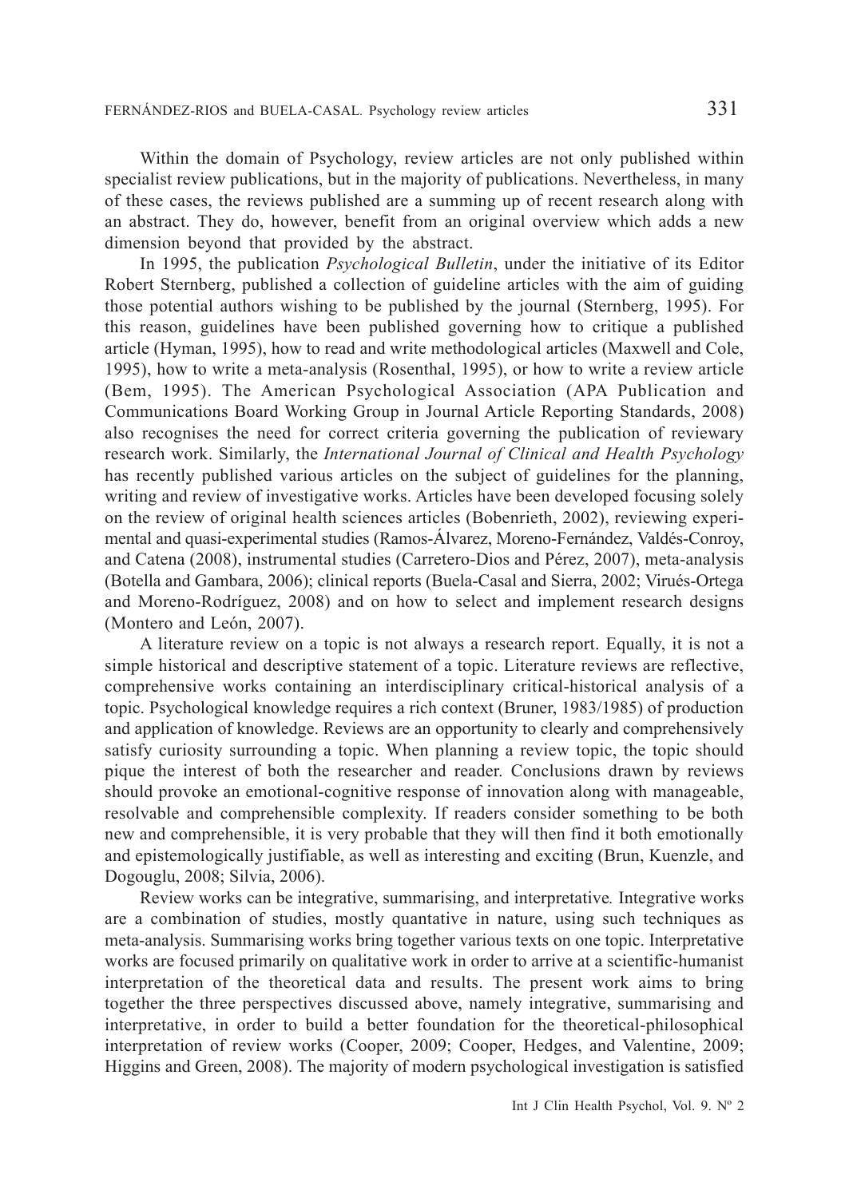Within the domain of Psychology, review articles are not only published within specialist review publications, but in the majority of publications. Nevertheless, in many of these cases, the reviews published are a summing up of recent research along with an abstract. They do, however, benefit from an original overview which adds a new dimension beyond that provided by the abstract.

In 1995, the publication *Psychological Bulletin*, under the initiative of its Editor Robert Sternberg, published a collection of guideline articles with the aim of guiding those potential authors wishing to be published by the journal (Sternberg, 1995). For this reason, guidelines have been published governing how to critique a published article (Hyman, 1995), how to read and write methodological articles (Maxwell and Cole, 1995), how to write a meta-analysis (Rosenthal, 1995), or how to write a review article (Bem, 1995). The American Psychological Association (APA Publication and Communications Board Working Group in Journal Article Reporting Standards, 2008) also recognises the need for correct criteria governing the publication of reviewary research work. Similarly, the *International Journal of Clinical and Health Psychology* has recently published various articles on the subject of guidelines for the planning, writing and review of investigative works. Articles have been developed focusing solely on the review of original health sciences articles (Bobenrieth, 2002), reviewing experimental and quasi-experimental studies (Ramos-Álvarez, Moreno-Fernández, Valdés-Conroy, and Catena (2008), instrumental studies (Carretero-Dios and Pérez, 2007), meta-analysis (Botella and Gambara, 2006); clinical reports (Buela-Casal and Sierra, 2002; Virués-Ortega and Moreno-Rodríguez, 2008) and on how to select and implement research designs (Montero and León, 2007).

A literature review on a topic is not always a research report. Equally, it is not a simple historical and descriptive statement of a topic. Literature reviews are reflective, comprehensive works containing an interdisciplinary critical-historical analysis of a topic. Psychological knowledge requires a rich context (Bruner, 1983/1985) of production and application of knowledge. Reviews are an opportunity to clearly and comprehensively satisfy curiosity surrounding a topic. When planning a review topic, the topic should pique the interest of both the researcher and reader. Conclusions drawn by reviews should provoke an emotional-cognitive response of innovation along with manageable, resolvable and comprehensible complexity. If readers consider something to be both new and comprehensible, it is very probable that they will then find it both emotionally and epistemologically justifiable, as well as interesting and exciting (Brun, Kuenzle, and Dogouglu, 2008; Silvia, 2006).

Review works can be integrative, summarising, and interpretative*.* Integrative works are a combination of studies, mostly quantative in nature, using such techniques as meta-analysis. Summarising works bring together various texts on one topic. Interpretative works are focused primarily on qualitative work in order to arrive at a scientific-humanist interpretation of the theoretical data and results. The present work aims to bring together the three perspectives discussed above, namely integrative, summarising and interpretative, in order to build a better foundation for the theoretical-philosophical interpretation of review works (Cooper, 2009; Cooper, Hedges, and Valentine, 2009; Higgins and Green, 2008). The majority of modern psychological investigation is satisfied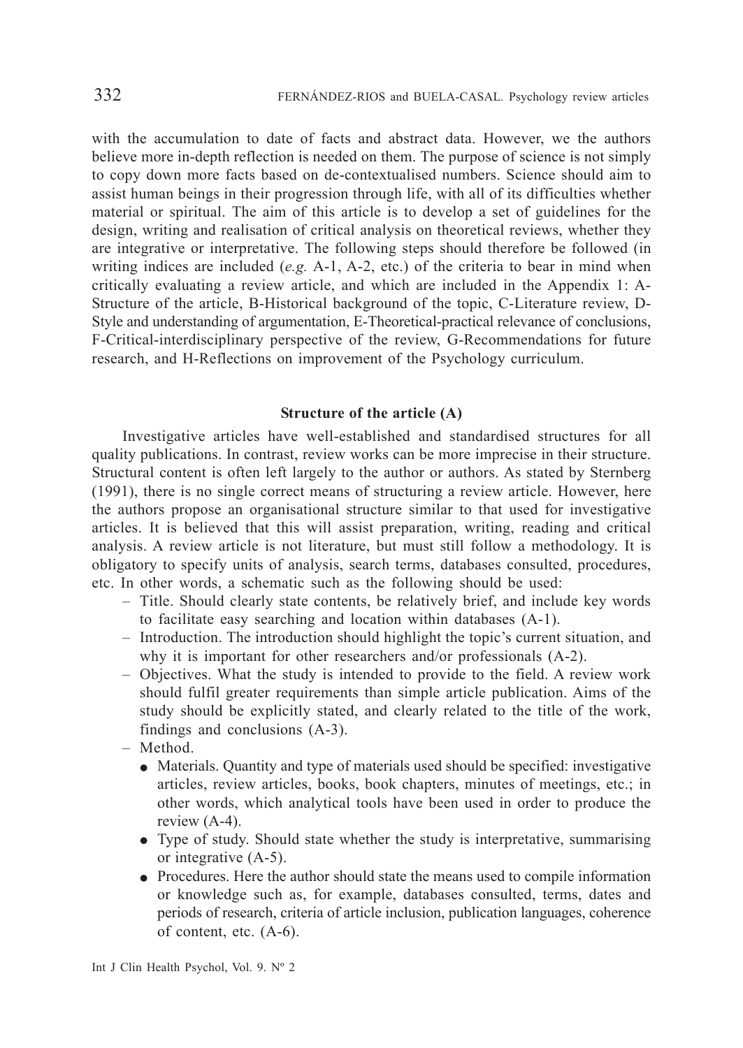with the accumulation to date of facts and abstract data. However, we the authors believe more in-depth reflection is needed on them. The purpose of science is not simply to copy down more facts based on de-contextualised numbers. Science should aim to assist human beings in their progression through life, with all of its difficulties whether material or spiritual. The aim of this article is to develop a set of guidelines for the design, writing and realisation of critical analysis on theoretical reviews, whether they are integrative or interpretative. The following steps should therefore be followed (in writing indices are included (*e.g.* A-1, A-2, etc.) of the criteria to bear in mind when critically evaluating a review article, and which are included in the Appendix 1: A-Structure of the article, B-Historical background of the topic, C-Literature review, D-Style and understanding of argumentation, E-Theoretical-practical relevance of conclusions, F-Critical-interdisciplinary perspective of the review, G-Recommendations for future research, and H-Reflections on improvement of the Psychology curriculum.

## Structure of the article (A)

Investigative articles have well-established and standardised structures for all quality publications. In contrast, review works can be more imprecise in their structure. Structural content is often left largely to the author or authors. As stated by Sternberg (1991), there is no single correct means of structuring a review article. However, here the authors propose an organisational structure similar to that used for investigative articles. It is believed that this will assist preparation, writing, reading and critical analysis. A review article is not literature, but must still follow a methodology. It is obligatory to specify units of analysis, search terms, databases consulted, procedures, etc. In other words, a schematic such as the following should be used:

- Title. Should clearly state contents, be relatively brief, and include key words to facilitate easy searching and location within databases (A-1).
- Introduction. The introduction should highlight the topic's current situation, and why it is important for other researchers and/or professionals (A-2).
- Objectives. What the study is intended to provide to the field. A review work should fulfil greater requirements than simple article publication. Aims of the study should be explicitly stated, and clearly related to the title of the work, findings and conclusions (A-3).
- Method.
  - Materials. Quantity and type of materials used should be specified: investigative articles, review articles, books, book chapters, minutes of meetings, etc.; in other words, which analytical tools have been used in order to produce the review (A-4).
  - Type of study. Should state whether the study is interpretative, summarising or integrative (A-5).
  - Procedures. Here the author should state the means used to compile information or knowledge such as, for example, databases consulted, terms, dates and periods of research, criteria of article inclusion, publication languages, coherence of content, etc. (A-6).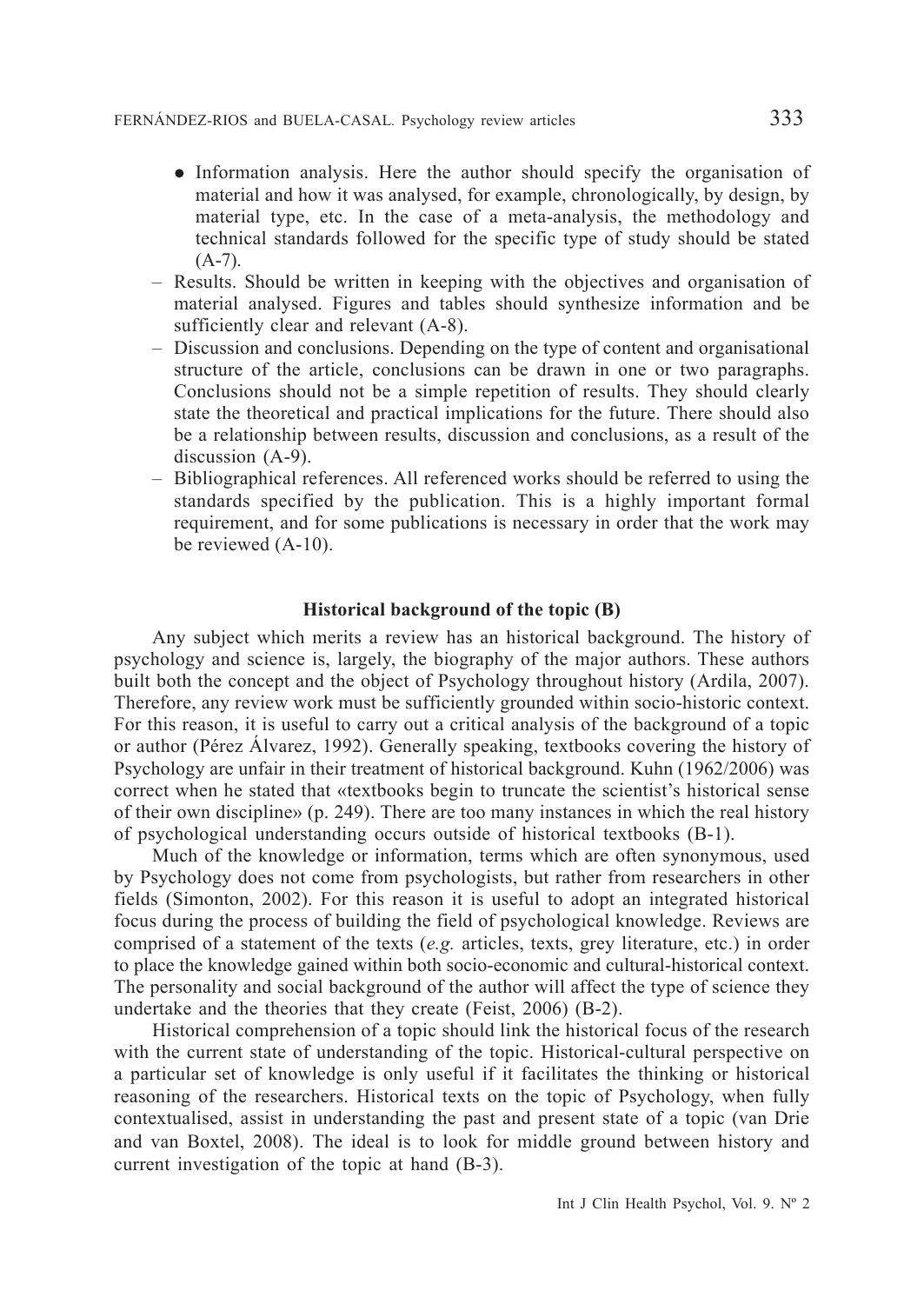- Information analysis. Here the author should specify the organisation of material and how it was analysed, for example, chronologically, by design, by material type, etc. In the case of a meta-analysis, the methodology and technical standards followed for the specific type of study should be stated (A-7).

– Results. Should be written in keeping with the objectives and organisation of material analysed. Figures and tables should synthesize information and be sufficiently clear and relevant (A-8).

– Discussion and conclusions. Depending on the type of content and organisational structure of the article, conclusions can be drawn in one or two paragraphs. Conclusions should not be a simple repetition of results. They should clearly state the theoretical and practical implications for the future. There should also be a relationship between results, discussion and conclusions, as a result of the discussion (A-9).

– Bibliographical references. All referenced works should be referred to using the standards specified by the publication. This is a highly important formal requirement, and for some publications is necessary in order that the work may be reviewed (A-10).

## Historical background of the topic (B)

Any subject which merits a review has an historical background. The history of psychology and science is, largely, the biography of the major authors. These authors built both the concept and the object of Psychology throughout history (Ardila, 2007). Therefore, any review work must be sufficiently grounded within socio-historic context. For this reason, it is useful to carry out a critical analysis of the background of a topic or author (Pérez Álvarez, 1992). Generally speaking, textbooks covering the history of Psychology are unfair in their treatment of historical background. Kuhn (1962/2006) was correct when he stated that «textbooks begin to truncate the scientist's historical sense of their own discipline» (p. 249). There are too many instances in which the real history of psychological understanding occurs outside of historical textbooks (B-1).

Much of the knowledge or information, terms which are often synonymous, used by Psychology does not come from psychologists, but rather from researchers in other fields (Simonton, 2002). For this reason it is useful to adopt an integrated historical focus during the process of building the field of psychological knowledge. Reviews are comprised of a statement of the texts (*e.g.* articles, texts, grey literature, etc.) in order to place the knowledge gained within both socio-economic and cultural-historical context. The personality and social background of the author will affect the type of science they undertake and the theories that they create (Feist, 2006) (B-2).

Historical comprehension of a topic should link the historical focus of the research with the current state of understanding of the topic. Historical-cultural perspective on a particular set of knowledge is only useful if it facilitates the thinking or historical reasoning of the researchers. Historical texts on the topic of Psychology, when fully contextualised, assist in understanding the past and present state of a topic (van Drie and van Boxtel, 2008). The ideal is to look for middle ground between history and current investigation of the topic at hand (B-3).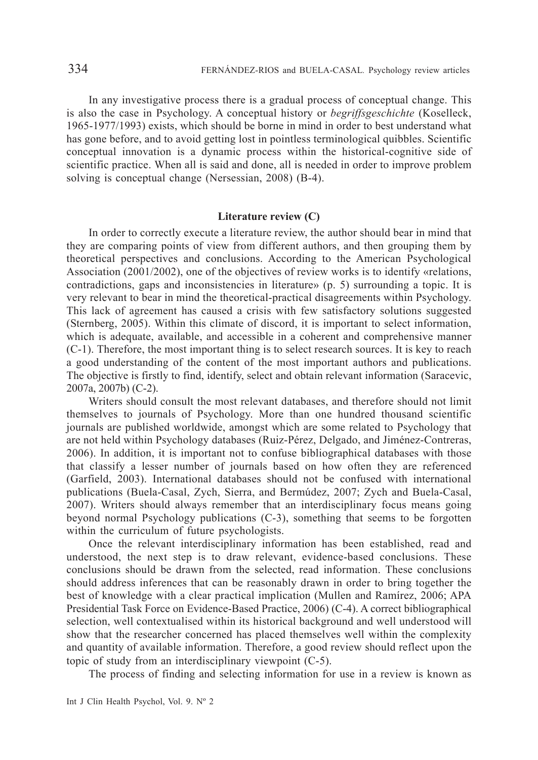In any investigative process there is a gradual process of conceptual change. This is also the case in Psychology. A conceptual history or *begriffsgeschichte* (Koselleck, 1965-1977/1993) exists, which should be borne in mind in order to best understand what has gone before, and to avoid getting lost in pointless terminological quibbles. Scientific conceptual innovation is a dynamic process within the historical-cognitive side of scientific practice. When all is said and done, all is needed in order to improve problem solving is conceptual change (Nersessian, 2008) (B-4).

## Literature review (C)

In order to correctly execute a literature review, the author should bear in mind that they are comparing points of view from different authors, and then grouping them by theoretical perspectives and conclusions. According to the American Psychological Association (2001/2002), one of the objectives of review works is to identify «relations, contradictions, gaps and inconsistencies in literature» (p. 5) surrounding a topic. It is very relevant to bear in mind the theoretical-practical disagreements within Psychology. This lack of agreement has caused a crisis with few satisfactory solutions suggested (Sternberg, 2005). Within this climate of discord, it is important to select information, which is adequate, available, and accessible in a coherent and comprehensive manner (C-1). Therefore, the most important thing is to select research sources. It is key to reach a good understanding of the content of the most important authors and publications. The objective is firstly to find, identify, select and obtain relevant information (Saracevic, 2007a, 2007b) (C-2).

Writers should consult the most relevant databases, and therefore should not limit themselves to journals of Psychology. More than one hundred thousand scientific journals are published worldwide, amongst which are some related to Psychology that are not held within Psychology databases (Ruiz-Pérez, Delgado, and Jiménez-Contreras, 2006). In addition, it is important not to confuse bibliographical databases with those that classify a lesser number of journals based on how often they are referenced (Garfield, 2003). International databases should not be confused with international publications (Buela-Casal, Zych, Sierra, and Bermúdez, 2007; Zych and Buela-Casal, 2007). Writers should always remember that an interdisciplinary focus means going beyond normal Psychology publications (C-3), something that seems to be forgotten within the curriculum of future psychologists.

Once the relevant interdisciplinary information has been established, read and understood, the next step is to draw relevant, evidence-based conclusions. These conclusions should be drawn from the selected, read information. These conclusions should address inferences that can be reasonably drawn in order to bring together the best of knowledge with a clear practical implication (Mullen and Ramírez, 2006; APA Presidential Task Force on Evidence-Based Practice, 2006) (C-4). A correct bibliographical selection, well contextualised within its historical background and well understood will show that the researcher concerned has placed themselves well within the complexity and quantity of available information. Therefore, a good review should reflect upon the topic of study from an interdisciplinary viewpoint (C-5).

The process of finding and selecting information for use in a review is known as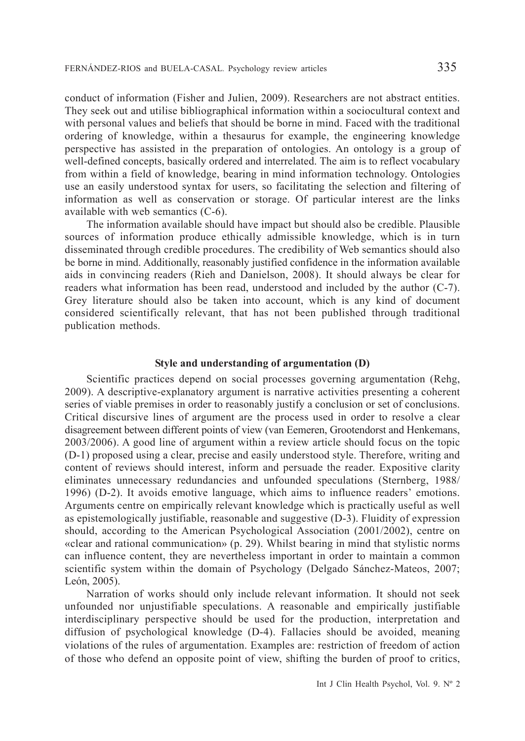conduct of information (Fisher and Julien, 2009). Researchers are not abstract entities. They seek out and utilise bibliographical information within a sociocultural context and with personal values and beliefs that should be borne in mind. Faced with the traditional ordering of knowledge, within a thesaurus for example, the engineering knowledge perspective has assisted in the preparation of ontologies. An ontology is a group of well-defined concepts, basically ordered and interrelated. The aim is to reflect vocabulary from within a field of knowledge, bearing in mind information technology. Ontologies use an easily understood syntax for users, so facilitating the selection and filtering of information as well as conservation or storage. Of particular interest are the links available with web semantics (C-6).

The information available should have impact but should also be credible. Plausible sources of information produce ethically admissible knowledge, which is in turn disseminated through credible procedures. The credibility of Web semantics should also be borne in mind. Additionally, reasonably justified confidence in the information available aids in convincing readers (Rieh and Danielson, 2008). It should always be clear for readers what information has been read, understood and included by the author (C-7). Grey literature should also be taken into account, which is any kind of document considered scientifically relevant, that has not been published through traditional publication methods.

## Style and understanding of argumentation (D)

Scientific practices depend on social processes governing argumentation (Rehg, 2009). A descriptive-explanatory argument is narrative activities presenting a coherent series of viable premises in order to reasonably justify a conclusion or set of conclusions. Critical discursive lines of argument are the process used in order to resolve a clear disagreement between different points of view (van Eemeren, Grootendorst and Henkemans, 2003/2006). A good line of argument within a review article should focus on the topic (D-1) proposed using a clear, precise and easily understood style. Therefore, writing and content of reviews should interest, inform and persuade the reader. Expositive clarity eliminates unnecessary redundancies and unfounded speculations (Sternberg, 1988/1996) (D-2). It avoids emotive language, which aims to influence readers' emotions. Arguments centre on empirically relevant knowledge which is practically useful as well as epistemologically justifiable, reasonable and suggestive (D-3). Fluidity of expression should, according to the American Psychological Association (2001/2002), centre on «clear and rational communication» (p. 29). Whilst bearing in mind that stylistic norms can influence content, they are nevertheless important in order to maintain a common scientific system within the domain of Psychology (Delgado Sánchez-Mateos, 2007; León, 2005).

Narration of works should only include relevant information. It should not seek unfounded nor unjustifiable speculations. A reasonable and empirically justifiable interdisciplinary perspective should be used for the production, interpretation and diffusion of psychological knowledge (D-4). Fallacies should be avoided, meaning violations of the rules of argumentation. Examples are: restriction of freedom of action of those who defend an opposite point of view, shifting the burden of proof to critics,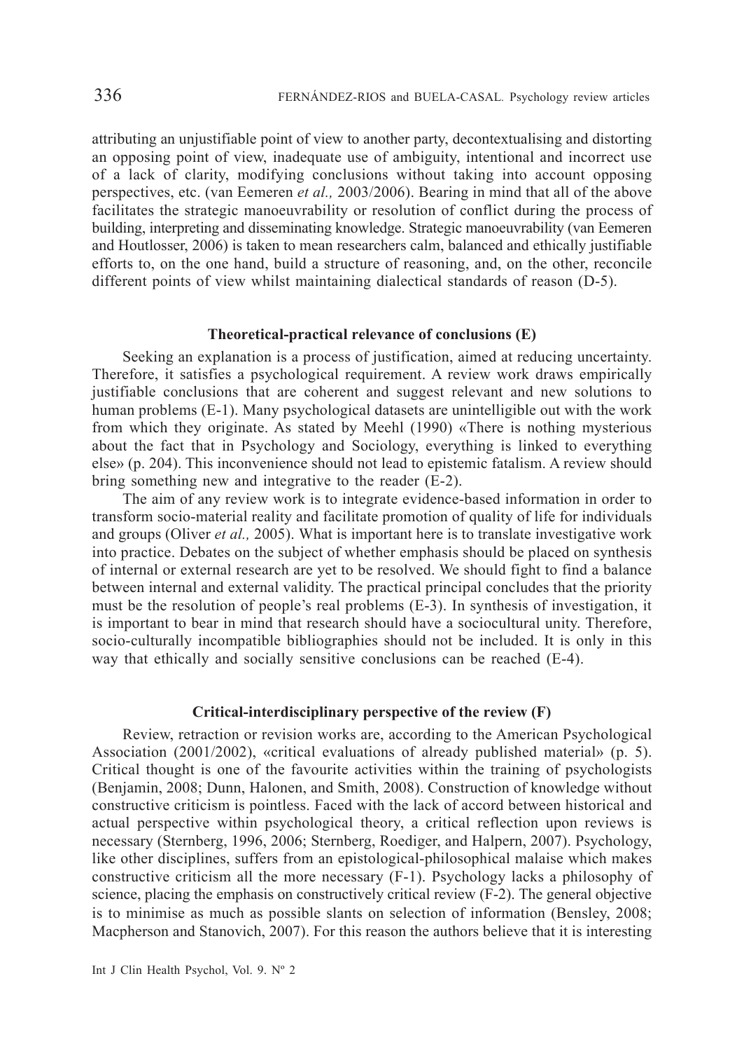attributing an unjustifiable point of view to another party, decontextualising and distorting an opposing point of view, inadequate use of ambiguity, intentional and incorrect use of a lack of clarity, modifying conclusions without taking into account opposing perspectives, etc. (van Eemeren *et al.,* 2003/2006). Bearing in mind that all of the above facilitates the strategic manoeuvrability or resolution of conflict during the process of building, interpreting and disseminating knowledge. Strategic manoeuvrability (van Eemeren and Houtlosser, 2006) is taken to mean researchers calm, balanced and ethically justifiable efforts to, on the one hand, build a structure of reasoning, and, on the other, reconcile different points of view whilst maintaining dialectical standards of reason (D-5).

### Theoretical-practical relevance of conclusions (E)

Seeking an explanation is a process of justification, aimed at reducing uncertainty. Therefore, it satisfies a psychological requirement. A review work draws empirically justifiable conclusions that are coherent and suggest relevant and new solutions to human problems (E-1). Many psychological datasets are unintelligible out with the work from which they originate. As stated by Meehl (1990) «There is nothing mysterious about the fact that in Psychology and Sociology, everything is linked to everything else» (p. 204). This inconvenience should not lead to epistemic fatalism. A review should bring something new and integrative to the reader (E-2).

The aim of any review work is to integrate evidence-based information in order to transform socio-material reality and facilitate promotion of quality of life for individuals and groups (Oliver *et al.,* 2005). What is important here is to translate investigative work into practice. Debates on the subject of whether emphasis should be placed on synthesis of internal or external research are yet to be resolved. We should fight to find a balance between internal and external validity. The practical principal concludes that the priority must be the resolution of people's real problems (E-3). In synthesis of investigation, it is important to bear in mind that research should have a sociocultural unity. Therefore, socio-culturally incompatible bibliographies should not be included. It is only in this way that ethically and socially sensitive conclusions can be reached (E-4).

### Critical-interdisciplinary perspective of the review (F)

Review, retraction or revision works are, according to the American Psychological Association (2001/2002), «critical evaluations of already published material» (p. 5). Critical thought is one of the favourite activities within the training of psychologists (Benjamin, 2008; Dunn, Halonen, and Smith, 2008). Construction of knowledge without constructive criticism is pointless. Faced with the lack of accord between historical and actual perspective within psychological theory, a critical reflection upon reviews is necessary (Sternberg, 1996, 2006; Sternberg, Roediger, and Halpern, 2007). Psychology, like other disciplines, suffers from an epistological-philosophical malaise which makes constructive criticism all the more necessary (F-1). Psychology lacks a philosophy of science, placing the emphasis on constructively critical review (F-2). The general objective is to minimise as much as possible slants on selection of information (Bensley, 2008; Macpherson and Stanovich, 2007). For this reason the authors believe that it is interesting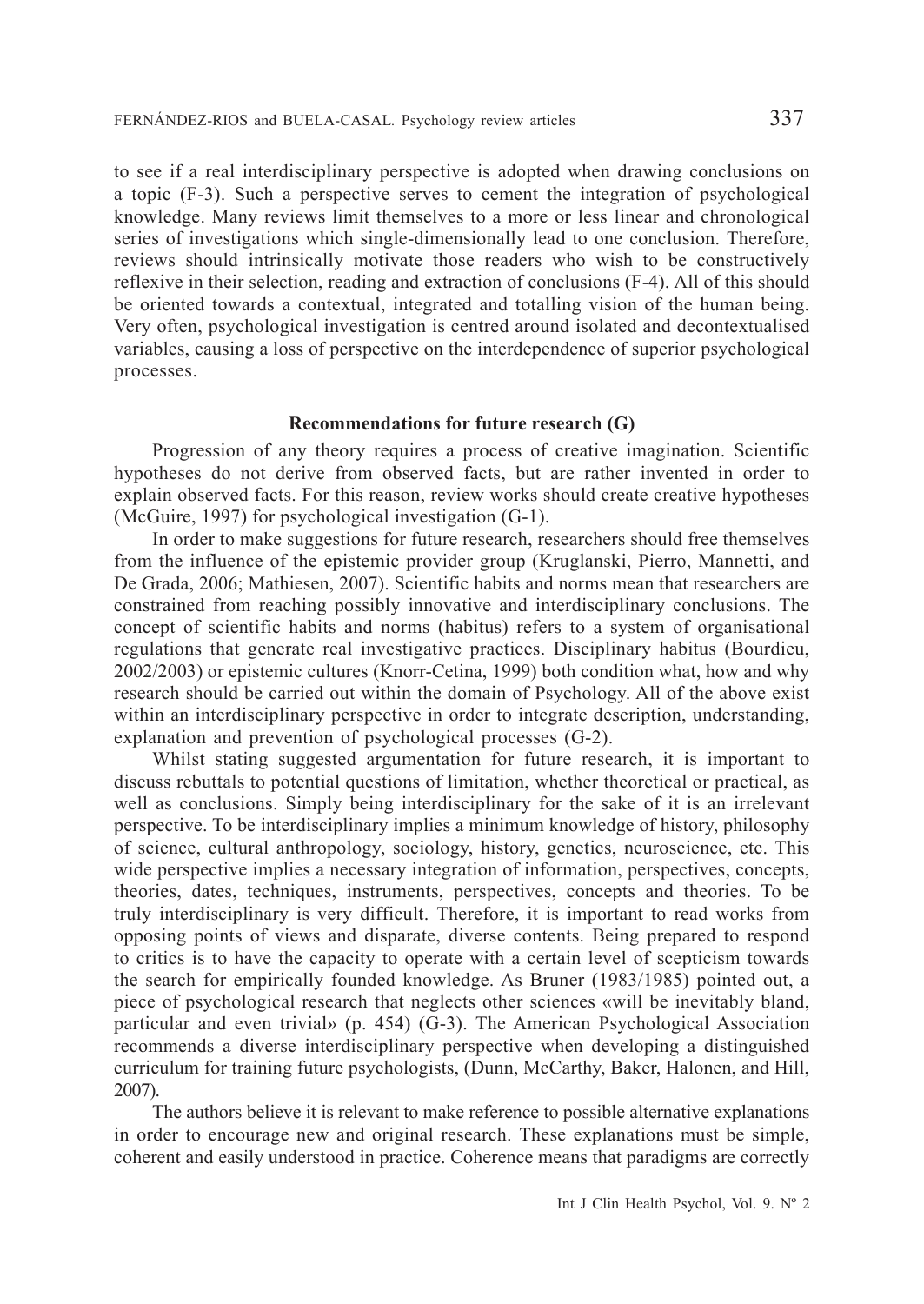to see if a real interdisciplinary perspective is adopted when drawing conclusions on a topic (F-3). Such a perspective serves to cement the integration of psychological knowledge. Many reviews limit themselves to a more or less linear and chronological series of investigations which single-dimensionally lead to one conclusion. Therefore, reviews should intrinsically motivate those readers who wish to be constructively reflexive in their selection, reading and extraction of conclusions (F-4). All of this should be oriented towards a contextual, integrated and totalling vision of the human being. Very often, psychological investigation is centred around isolated and decontextualised variables, causing a loss of perspective on the interdependence of superior psychological processes.

### Recommendations for future research (G)

Progression of any theory requires a process of creative imagination. Scientific hypotheses do not derive from observed facts, but are rather invented in order to explain observed facts. For this reason, review works should create creative hypotheses (McGuire, 1997) for psychological investigation (G-1).

In order to make suggestions for future research, researchers should free themselves from the influence of the epistemic provider group (Kruglanski, Pierro, Mannetti, and De Grada, 2006; Mathiesen, 2007). Scientific habits and norms mean that researchers are constrained from reaching possibly innovative and interdisciplinary conclusions. The concept of scientific habits and norms (habitus) refers to a system of organisational regulations that generate real investigative practices. Disciplinary habitus (Bourdieu, 2002/2003) or epistemic cultures (Knorr-Cetina, 1999) both condition what, how and why research should be carried out within the domain of Psychology. All of the above exist within an interdisciplinary perspective in order to integrate description, understanding, explanation and prevention of psychological processes (G-2).

Whilst stating suggested argumentation for future research, it is important to discuss rebuttals to potential questions of limitation, whether theoretical or practical, as well as conclusions. Simply being interdisciplinary for the sake of it is an irrelevant perspective. To be interdisciplinary implies a minimum knowledge of history, philosophy of science, cultural anthropology, sociology, history, genetics, neuroscience, etc. This wide perspective implies a necessary integration of information, perspectives, concepts, theories, dates, techniques, instruments, perspectives, concepts and theories. To be truly interdisciplinary is very difficult. Therefore, it is important to read works from opposing points of views and disparate, diverse contents. Being prepared to respond to critics is to have the capacity to operate with a certain level of scepticism towards the search for empirically founded knowledge. As Bruner (1983/1985) pointed out, a piece of psychological research that neglects other sciences «will be inevitably bland, particular and even trivial» (p. 454) (G-3). The American Psychological Association recommends a diverse interdisciplinary perspective when developing a distinguished curriculum for training future psychologists, (Dunn, McCarthy, Baker, Halonen, and Hill, 2007).

The authors believe it is relevant to make reference to possible alternative explanations in order to encourage new and original research. These explanations must be simple, coherent and easily understood in practice. Coherence means that paradigms are correctly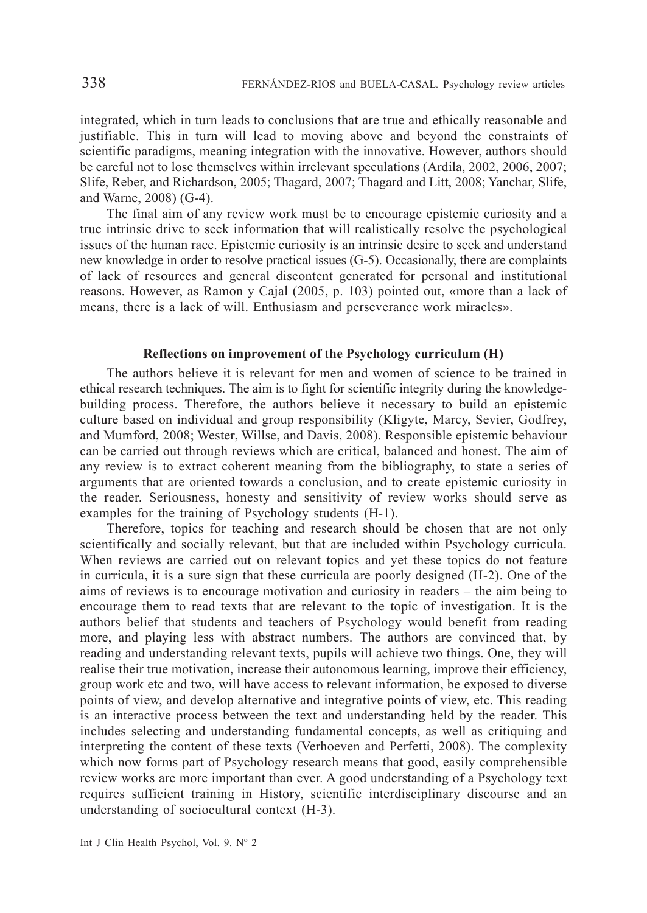integrated, which in turn leads to conclusions that are true and ethically reasonable and justifiable. This in turn will lead to moving above and beyond the constraints of scientific paradigms, meaning integration with the innovative. However, authors should be careful not to lose themselves within irrelevant speculations (Ardila, 2002, 2006, 2007; Slife, Reber, and Richardson, 2005; Thagard, 2007; Thagard and Litt, 2008; Yanchar, Slife, and Warne, 2008) (G-4).

The final aim of any review work must be to encourage epistemic curiosity and a true intrinsic drive to seek information that will realistically resolve the psychological issues of the human race. Epistemic curiosity is an intrinsic desire to seek and understand new knowledge in order to resolve practical issues (G-5). Occasionally, there are complaints of lack of resources and general discontent generated for personal and institutional reasons. However, as Ramon y Cajal (2005, p. 103) pointed out, «more than a lack of means, there is a lack of will. Enthusiasm and perseverance work miracles».

## Reflections on improvement of the Psychology curriculum (H)

The authors believe it is relevant for men and women of science to be trained in ethical research techniques. The aim is to fight for scientific integrity during the knowledge-building process. Therefore, the authors believe it necessary to build an epistemic culture based on individual and group responsibility (Kligyte, Marcy, Sevier, Godfrey, and Mumford, 2008; Wester, Willse, and Davis, 2008). Responsible epistemic behaviour can be carried out through reviews which are critical, balanced and honest. The aim of any review is to extract coherent meaning from the bibliography, to state a series of arguments that are oriented towards a conclusion, and to create epistemic curiosity in the reader. Seriousness, honesty and sensitivity of review works should serve as examples for the training of Psychology students (H-1).

Therefore, topics for teaching and research should be chosen that are not only scientifically and socially relevant, but that are included within Psychology curricula. When reviews are carried out on relevant topics and yet these topics do not feature in curricula, it is a sure sign that these curricula are poorly designed (H-2). One of the aims of reviews is to encourage motivation and curiosity in readers – the aim being to encourage them to read texts that are relevant to the topic of investigation. It is the authors belief that students and teachers of Psychology would benefit from reading more, and playing less with abstract numbers. The authors are convinced that, by reading and understanding relevant texts, pupils will achieve two things. One, they will realise their true motivation, increase their autonomous learning, improve their efficiency, group work etc and two, will have access to relevant information, be exposed to diverse points of view, and develop alternative and integrative points of view, etc. This reading is an interactive process between the text and understanding held by the reader. This includes selecting and understanding fundamental concepts, as well as critiquing and interpreting the content of these texts (Verhoeven and Perfetti, 2008). The complexity which now forms part of Psychology research means that good, easily comprehensible review works are more important than ever. A good understanding of a Psychology text requires sufficient training in History, scientific interdisciplinary discourse and an understanding of sociocultural context (H-3).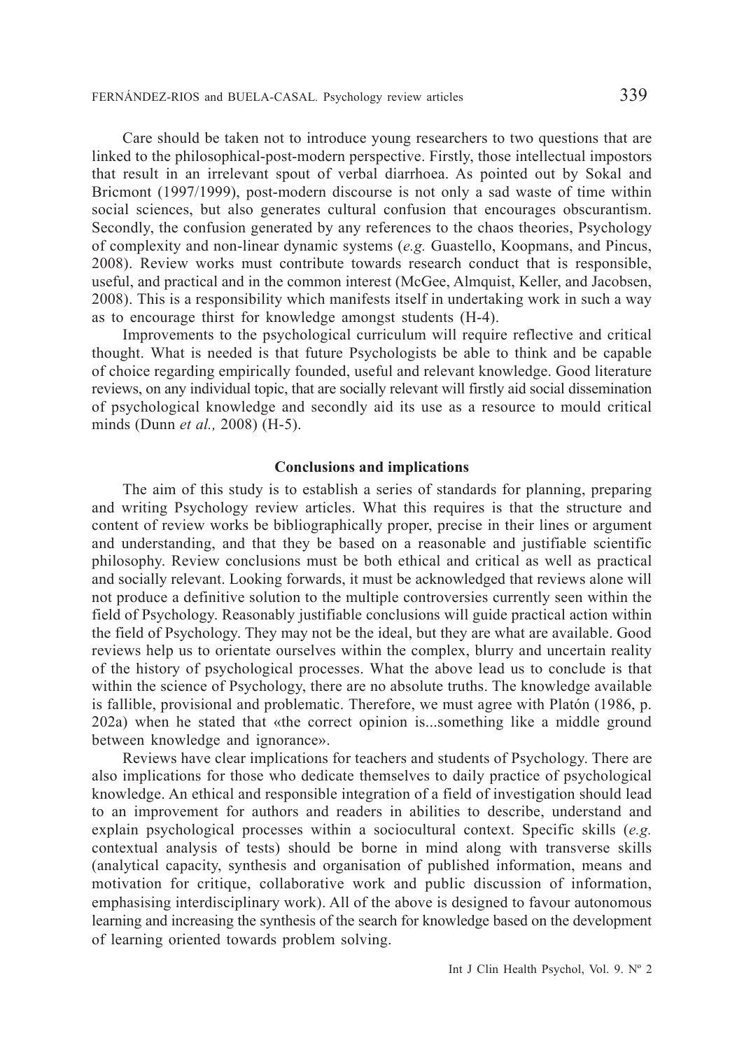Care should be taken not to introduce young researchers to two questions that are linked to the philosophical-post-modern perspective. Firstly, those intellectual impostors that result in an irrelevant spout of verbal diarrhoea. As pointed out by Sokal and Bricmont (1997/1999), post-modern discourse is not only a sad waste of time within social sciences, but also generates cultural confusion that encourages obscurantism. Secondly, the confusion generated by any references to the chaos theories, Psychology of complexity and non-linear dynamic systems (*e.g.* Guastello, Koopmans, and Pincus, 2008). Review works must contribute towards research conduct that is responsible, useful, and practical and in the common interest (McGee, Almquist, Keller, and Jacobsen, 2008). This is a responsibility which manifests itself in undertaking work in such a way as to encourage thirst for knowledge amongst students (H-4).

Improvements to the psychological curriculum will require reflective and critical thought. What is needed is that future Psychologists be able to think and be capable of choice regarding empirically founded, useful and relevant knowledge. Good literature reviews, on any individual topic, that are socially relevant will firstly aid social dissemination of psychological knowledge and secondly aid its use as a resource to mould critical minds (Dunn *et al.,* 2008) (H-5).

## Conclusions and implications

The aim of this study is to establish a series of standards for planning, preparing and writing Psychology review articles. What this requires is that the structure and content of review works be bibliographically proper, precise in their lines or argument and understanding, and that they be based on a reasonable and justifiable scientific philosophy. Review conclusions must be both ethical and critical as well as practical and socially relevant. Looking forwards, it must be acknowledged that reviews alone will not produce a definitive solution to the multiple controversies currently seen within the field of Psychology. Reasonably justifiable conclusions will guide practical action within the field of Psychology. They may not be the ideal, but they are what are available. Good reviews help us to orientate ourselves within the complex, blurry and uncertain reality of the history of psychological processes. What the above lead us to conclude is that within the science of Psychology, there are no absolute truths. The knowledge available is fallible, provisional and problematic. Therefore, we must agree with Platón (1986, p. 202a) when he stated that «the correct opinion is...something like a middle ground between knowledge and ignorance».

Reviews have clear implications for teachers and students of Psychology. There are also implications for those who dedicate themselves to daily practice of psychological knowledge. An ethical and responsible integration of a field of investigation should lead to an improvement for authors and readers in abilities to describe, understand and explain psychological processes within a sociocultural context. Specific skills (*e.g.* contextual analysis of tests) should be borne in mind along with transverse skills (analytical capacity, synthesis and organisation of published information, means and motivation for critique, collaborative work and public discussion of information, emphasising interdisciplinary work). All of the above is designed to favour autonomous learning and increasing the synthesis of the search for knowledge based on the development of learning oriented towards problem solving.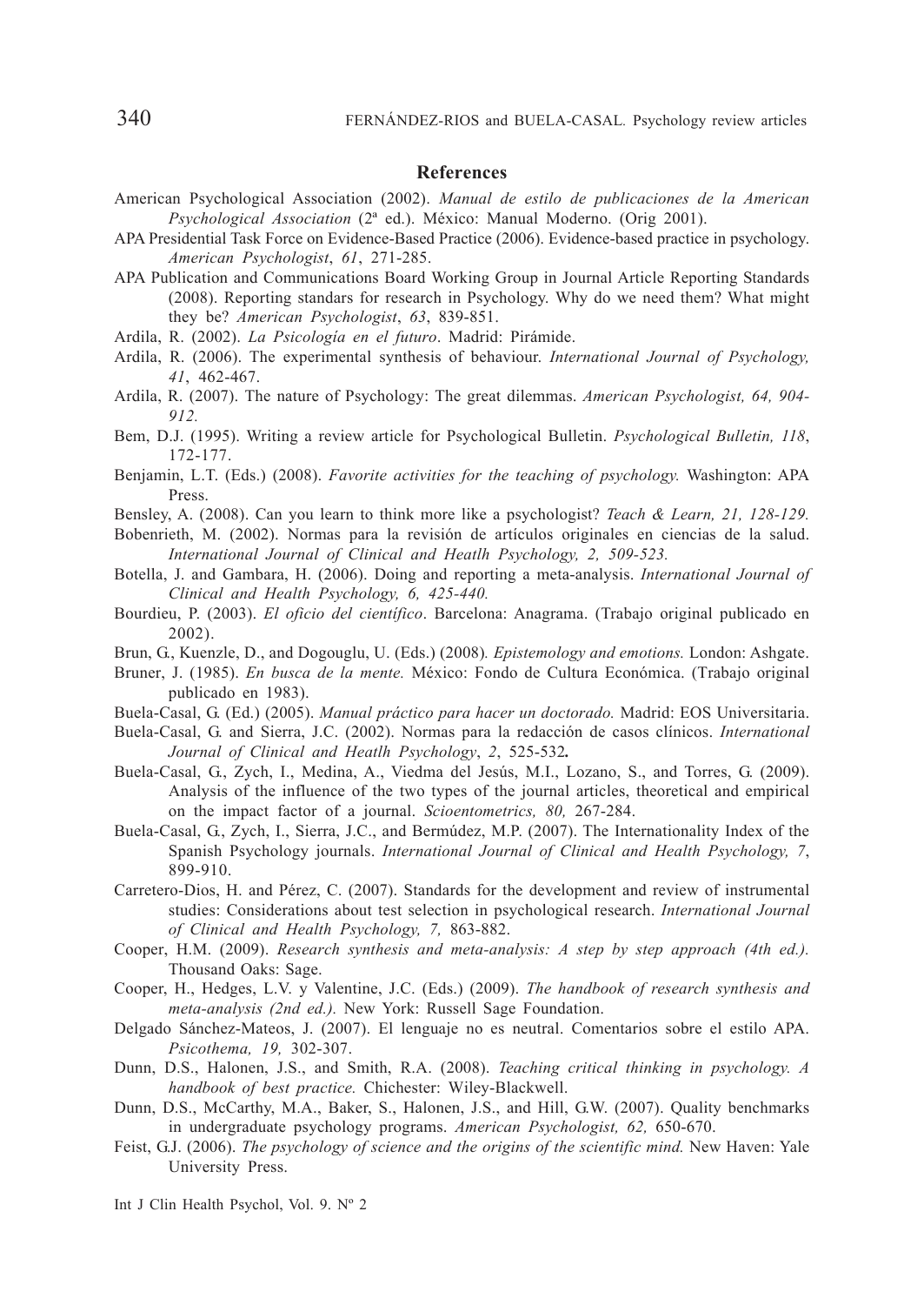## References

American Psychological Association (2002). *Manual de estilo de publicaciones de la American Psychological Association* (2ª ed.). México: Manual Moderno. (Orig 2001).

APA Presidential Task Force on Evidence-Based Practice (2006). Evidence-based practice in psychology. *American Psychologist*, *61*, 271-285.

APA Publication and Communications Board Working Group in Journal Article Reporting Standards (2008). Reporting standars for research in Psychology. Why do we need them? What might they be? *American Psychologist*, *63*, 839-851.

Ardila, R. (2002). *La Psicología en el futuro*. Madrid: Pirámide.

Ardila, R. (2006). The experimental synthesis of behaviour. *International Journal of Psychology, 41*, 462-467.

Ardila, R. (2007). The nature of Psychology: The great dilemmas. *American Psychologist, 64, 904-912.*

Bem, D.J. (1995). Writing a review article for Psychological Bulletin. *Psychological Bulletin, 118*, 172-177.

Benjamin, L.T. (Eds.) (2008). *Favorite activities for the teaching of psychology.* Washington: APA Press.

Bensley, A. (2008). Can you learn to think more like a psychologist? *Teach & Learn, 21, 128-129.*

Bobenrieth, M. (2002). Normas para la revisión de artículos originales en ciencias de la salud. *International Journal of Clinical and Heatlh Psychology, 2, 509-523.*

Botella, J. and Gambara, H. (2006). Doing and reporting a meta-analysis. *International Journal of Clinical and Health Psychology, 6, 425-440.*

Bourdieu, P. (2003). *El oficio del científico*. Barcelona: Anagrama. (Trabajo original publicado en 2002).

Brun, G., Kuenzle, D., and Dogouglu, U. (Eds.) (2008). *Epistemology and emotions.* London: Ashgate.

Bruner, J. (1985). *En busca de la mente.* México: Fondo de Cultura Económica. (Trabajo original publicado en 1983).

Buela-Casal, G. (Ed.) (2005). *Manual práctico para hacer un doctorado.* Madrid: EOS Universitaria.

Buela-Casal, G. and Sierra, J.C. (2002). Normas para la redacción de casos clínicos. *International Journal of Clinical and Heatlh Psychology*, *2*, 525-532**.**

Buela-Casal, G., Zych, I., Medina, A., Viedma del Jesús, M.I., Lozano, S., and Torres, G. (2009). Analysis of the influence of the two types of the journal articles, theoretical and empirical on the impact factor of a journal. *Scioentometrics, 80,* 267-284.

Buela-Casal, G., Zych, I., Sierra, J.C., and Bermúdez, M.P. (2007). The Internationality Index of the Spanish Psychology journals. *International Journal of Clinical and Health Psychology, 7*, 899-910.

Carretero-Dios, H. and Pérez, C. (2007). Standards for the development and review of instrumental studies: Considerations about test selection in psychological research. *International Journal of Clinical and Health Psychology, 7,* 863-882.

Cooper, H.M. (2009). *Research synthesis and meta-analysis: A step by step approach (4th ed.).* Thousand Oaks: Sage.

Cooper, H., Hedges, L.V. y Valentine, J.C. (Eds.) (2009). *The handbook of research synthesis and meta-analysis (2nd ed.).* New York: Russell Sage Foundation.

Delgado Sánchez-Mateos, J. (2007). El lenguaje no es neutral. Comentarios sobre el estilo APA. *Psicothema, 19,* 302-307.

Dunn, D.S., Halonen, J.S., and Smith, R.A. (2008). *Teaching critical thinking in psychology. A handbook of best practice.* Chichester: Wiley-Blackwell.

Dunn, D.S., McCarthy, M.A., Baker, S., Halonen, J.S., and Hill, G.W. (2007). Quality benchmarks in undergraduate psychology programs. *American Psychologist, 62,* 650-670.

Feist, G.J. (2006). *The psychology of science and the origins of the scientific mind.* New Haven: Yale University Press.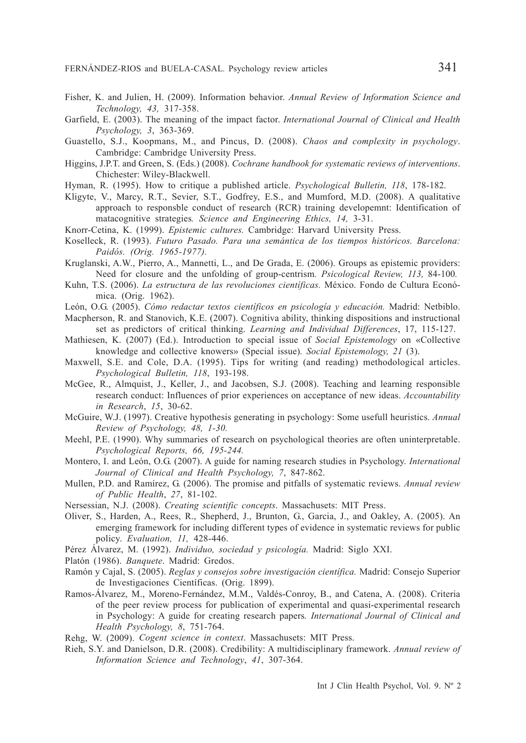Fisher, K. and Julien, H. (2009). Information behavior. *Annual Review of Information Science and Technology, 43,* 317-358.

Garfield, E. (2003). The meaning of the impact factor. *International Journal of Clinical and Health Psychology, 3*, 363-369.

Guastello, S.J., Koopmans, M., and Pincus, D. (2008). *Chaos and complexity in psychology*. Cambridge: Cambridge University Press.

Higgins, J.P.T. and Green, S. (Eds.) (2008). *Cochrane handbook for systematic reviews of interventions*. Chichester: Wiley-Blackwell.

Hyman, R. (1995). How to critique a published article. *Psychological Bulletin, 118*, 178-182.

Kligyte, V., Marcy, R.T., Sevier, S.T., Godfrey, E.S., and Mumford, M.D. (2008). A qualitative approach to responsble conduct of research (RCR) training developemnt: Identification of matacognitive strategies*. Science and Engineering Ethics, 14,* 3-31.

Knorr-Cetina, K. (1999). *Epistemic cultures.* Cambridge: Harvard University Press.

Koselleck, R. (1993). *Futuro Pasado. Para una semántica de los tiempos históricos. Barcelona: Paidós. (Orig. 1965-1977).*

Kruglanski, A.W., Pierro, A., Mannetti, L., and De Grada, E. (2006). Groups as epistemic providers: Need for closure and the unfolding of group-centrism*. Psicological Review, 113,* 84-100*.*

Kuhn, T.S. (2006). *La estructura de las revoluciones científicas.* México. Fondo de Cultura Económica. (Orig. 1962).

León, O.G. (2005). *Cómo redactar textos científicos en psicología y educación.* Madrid: Netbiblo.

Macpherson, R. and Stanovich, K.E. (2007). Cognitiva ability, thinking dispositions and instructional set as predictors of critical thinking. *Learning and Individual Differences*, 17, 115-127.

Mathiesen, K. (2007) (Ed.). Introduction to special issue of *Social Epistemology* on «Collective knowledge and collective knowers» (Special issue)*. Social Epistemology, 21* (3).

Maxwell, S.E. and Cole, D.A. (1995). Tips for writing (and reading) methodological articles. *Psychological Bulletin, 118*, 193-198.

McGee, R., Almquist, J., Keller, J., and Jacobsen, S.J. (2008). Teaching and learning responsible research conduct: Influences of prior experiences on acceptance of new ideas. *Accountability in Research*, *15*, 30-62.

McGuire, W.J. (1997). Creative hypothesis generating in psychology: Some usefull heuristics. *Annual Review of Psychology, 48, 1-30.*

Meehl, P.E. (1990). Why summaries of research on psychological theories are often uninterpretable. *Psychological Reports, 66, 195-244.*

Montero, I. and León, O.G. (2007). A guide for naming research studies in Psychology. *International Journal of Clinical and Health Psychology, 7*, 847-862.

Mullen, P.D. and Ramírez, G. (2006). The promise and pitfalls of systematic reviews. *Annual review of Public Health*, *27*, 81-102.

Nersessian, N.J. (2008). *Creating scientific concepts*. Massachusets: MIT Press.

Oliver, S., Harden, A., Rees, R., Shepherd, J., Brunton, G., Garcia, J., and Oakley, A. (2005). An emerging framework for including different types of evidence in systematic reviews for public policy. *Evaluation, 11,* 428-446.

Pérez Álvarez, M. (1992). *Individuo, sociedad y psicología.* Madrid: Siglo XXI.

Platón (1986). *Banquete*. Madrid: Gredos.

Ramón y Cajal, S. (2005). *Reglas y consejos sobre investigación científica.* Madrid: Consejo Superior de Investigaciones Científicas. (Orig. 1899).

Ramos-Álvarez, M., Moreno-Fernández, M.M., Valdés-Conroy, B., and Catena, A. (2008). Criteria of the peer review process for publication of experimental and quasi-experimental research in Psychology: A guide for creating research papers*. International Journal of Clinical and Health Psychology, 8*, 751-764.

Rehg, W. (2009). *Cogent science in context*. Massachusets: MIT Press.

Rieh, S.Y. and Danielson, D.R. (2008). Credibility: A multidisciplinary framework. *Annual review of Information Science and Technology*, *41*, 307-364.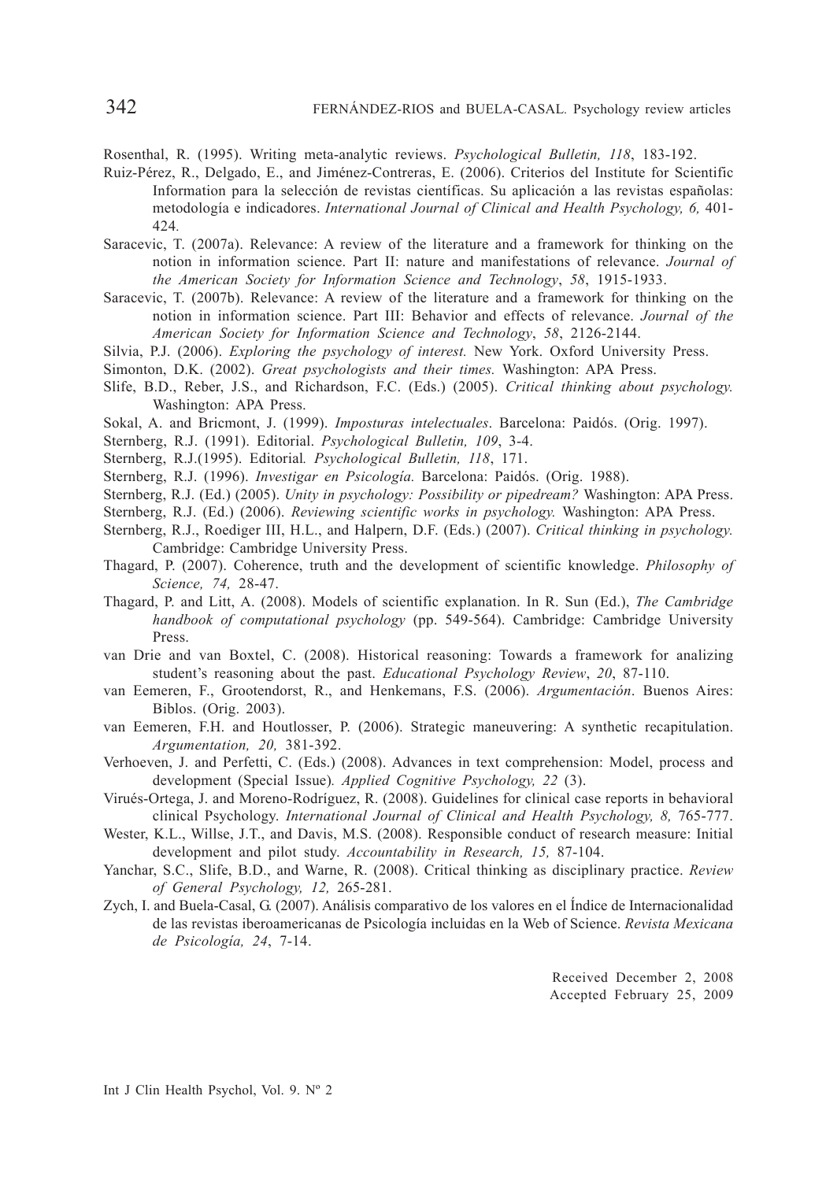Rosenthal, R. (1995). Writing meta-analytic reviews. *Psychological Bulletin, 118*, 183-192.

Ruiz-Pérez, R., Delgado, E., and Jiménez-Contreras, E. (2006). Criterios del Institute for Scientific Information para la selección de revistas científicas. Su aplicación a las revistas españolas: metodología e indicadores. *International Journal of Clinical and Health Psychology, 6,* 401-424.

Saracevic, T. (2007a). Relevance: A review of the literature and a framework for thinking on the notion in information science. Part II: nature and manifestations of relevance. *Journal of the American Society for Information Science and Technology*, *58*, 1915-1933.

Saracevic, T. (2007b). Relevance: A review of the literature and a framework for thinking on the notion in information science. Part III: Behavior and effects of relevance. *Journal of the American Society for Information Science and Technology*, *58*, 2126-2144.

Silvia, P.J. (2006). *Exploring the psychology of interest.* New York. Oxford University Press.

Simonton, D.K. (2002). *Great psychologists and their times.* Washington: APA Press.

Slife, B.D., Reber, J.S., and Richardson, F.C. (Eds.) (2005). *Critical thinking about psychology.* Washington: APA Press.

Sokal, A. and Bricmont, J. (1999). *Imposturas intelectuales*. Barcelona: Paidós. (Orig. 1997).

Sternberg, R.J. (1991). Editorial. *Psychological Bulletin, 109*, 3-4.

Sternberg, R.J.(1995). Editorial*. Psychological Bulletin, 118*, 171.

Sternberg, R.J. (1996). *Investigar en Psicología.* Barcelona: Paidós. (Orig. 1988).

Sternberg, R.J. (Ed.) (2005). *Unity in psychology: Possibility or pipedream?* Washington: APA Press.

Sternberg, R.J. (Ed.) (2006). *Reviewing scientific works in psychology.* Washington: APA Press.

Sternberg, R.J., Roediger III, H.L., and Halpern, D.F. (Eds.) (2007). *Critical thinking in psychology.* Cambridge: Cambridge University Press.

Thagard, P. (2007). Coherence, truth and the development of scientific knowledge. *Philosophy of Science, 74,* 28-47.

Thagard, P. and Litt, A. (2008). Models of scientific explanation. In R. Sun (Ed.), *The Cambridge handbook of computational psychology* (pp. 549-564). Cambridge: Cambridge University Press.

van Drie and van Boxtel, C. (2008). Historical reasoning: Towards a framework for analizing student's reasoning about the past. *Educational Psychology Review*, *20*, 87-110.

van Eemeren, F., Grootendorst, R., and Henkemans, F.S. (2006). *Argumentación*. Buenos Aires: Biblos. (Orig. 2003).

van Eemeren, F.H. and Houtlosser, P. (2006). Strategic maneuvering: A synthetic recapitulation. *Argumentation, 20,* 381-392.

Verhoeven, J. and Perfetti, C. (Eds.) (2008). Advances in text comprehension: Model, process and development (Special Issue)*. Applied Cognitive Psychology, 22* (3).

Virués-Ortega, J. and Moreno-Rodríguez, R. (2008). Guidelines for clinical case reports in behavioral clinical Psychology. *International Journal of Clinical and Health Psychology, 8,* 765-777.

Wester, K.L., Willse, J.T., and Davis, M.S. (2008). Responsible conduct of research measure: Initial development and pilot study. *Accountability in Research, 15,* 87-104.

Yanchar, S.C., Slife, B.D., and Warne, R. (2008). Critical thinking as disciplinary practice. *Review of General Psychology, 12,* 265-281.

Zych, I. and Buela-Casal, G. (2007). Análisis comparativo de los valores en el Índice de Internacionalidad de las revistas iberoamericanas de Psicología incluidas en la Web of Science. *Revista Mexicana de Psicología, 24*, 7-14.

Received December 2, 2008
Accepted February 25, 2009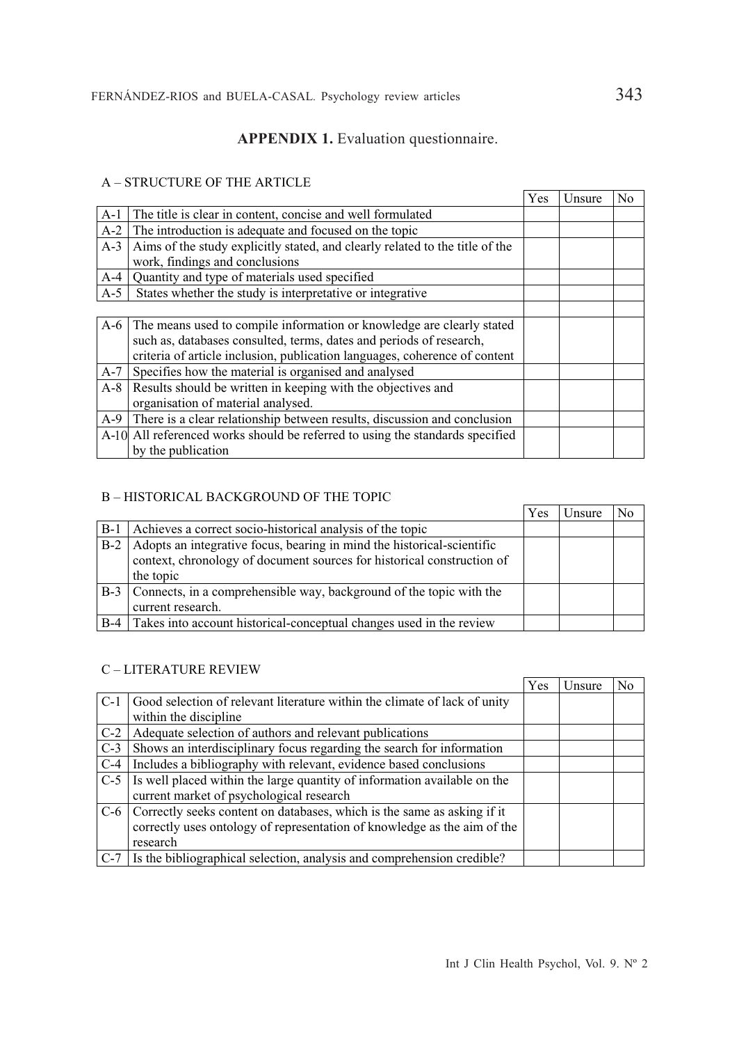## APPENDIX 1. Evaluation questionnaire.

A – STRUCTURE OF THE ARTICLE

| | | Yes | Unsure | No |
|---|---|---|---|---|
| A-1 | The title is clear in content, concise and well formulated | | | |
| A-2 | The introduction is adequate and focused on the topic | | | |
| A-3 | Aims of the study explicitly stated, and clearly related to the title of the work, findings and conclusions | | | |
| A-4 | Quantity and type of materials used specified | | | |
| A-5 | States whether the study is interpretative or integrative | | | |
| | | | | |
| A-6 | The means used to compile information or knowledge are clearly stated such as, databases consulted, terms, dates and periods of research, criteria of article inclusion, publication languages, coherence of content | | | |
| A-7 | Specifies how the material is organised and analysed | | | |
| A-8 | Results should be written in keeping with the objectives and organisation of material analysed. | | | |
| A-9 | There is a clear relationship between results, discussion and conclusion | | | |
| A-10 | All referenced works should be referred to using the standards specified by the publication | | | |

B – HISTORICAL BACKGROUND OF THE TOPIC

| | | Yes | Unsure | No |
|---|---|---|---|---|
| B-1 | Achieves a correct socio-historical analysis of the topic | | | |
| B-2 | Adopts an integrative focus, bearing in mind the historical-scientific context, chronology of document sources for historical construction of the topic | | | |
| B-3 | Connects, in a comprehensible way, background of the topic with the current research. | | | |
| B-4 | Takes into account historical-conceptual changes used in the review | | | |

C – LITERATURE REVIEW

| | | Yes | Unsure | No |
|---|---|---|---|---|
| C-1 | Good selection of relevant literature within the climate of lack of unity within the discipline | | | |
| C-2 | Adequate selection of authors and relevant publications | | | |
| C-3 | Shows an interdisciplinary focus regarding the search for information | | | |
| C-4 | Includes a bibliography with relevant, evidence based conclusions | | | |
| C-5 | Is well placed within the large quantity of information available on the current market of psychological research | | | |
| C-6 | Correctly seeks content on databases, which is the same as asking if it correctly uses ontology of representation of knowledge as the aim of the research | | | |
| C-7 | Is the bibliographical selection, analysis and comprehension credible? | | | |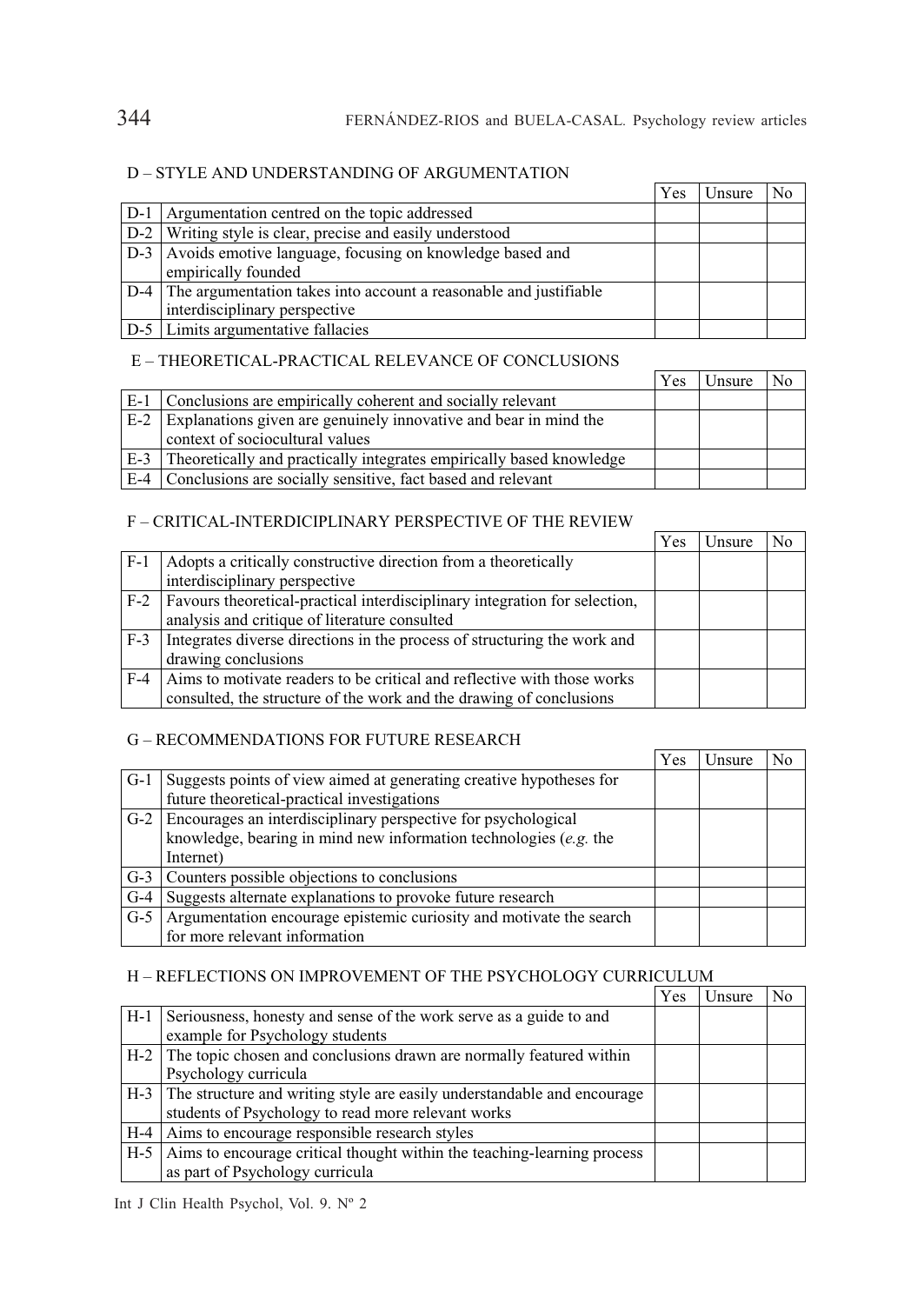D – STYLE AND UNDERSTANDING OF ARGUMENTATION

| | | Yes | Unsure | No |
|---|---|---|---|---|
| D-1 | Argumentation centred on the topic addressed | | | |
| D-2 | Writing style is clear, precise and easily understood | | | |
| D-3 | Avoids emotive language, focusing on knowledge based and empirically founded | | | |
| D-4 | The argumentation takes into account a reasonable and justifiable interdisciplinary perspective | | | |
| D-5 | Limits argumentative fallacies | | | |

E – THEORETICAL-PRACTICAL RELEVANCE OF CONCLUSIONS

| | | Yes | Unsure | No |
|---|---|---|---|---|
| E-1 | Conclusions are empirically coherent and socially relevant | | | |
| E-2 | Explanations given are genuinely innovative and bear in mind the context of sociocultural values | | | |
| E-3 | Theoretically and practically integrates empirically based knowledge | | | |
| E-4 | Conclusions are socially sensitive, fact based and relevant | | | |

F – CRITICAL-INTERDICIPLINARY PERSPECTIVE OF THE REVIEW

| | | Yes | Unsure | No |
|---|---|---|---|---|
| F-1 | Adopts a critically constructive direction from a theoretically interdisciplinary perspective | | | |
| F-2 | Favours theoretical-practical interdisciplinary integration for selection, analysis and critique of literature consulted | | | |
| F-3 | Integrates diverse directions in the process of structuring the work and drawing conclusions | | | |
| F-4 | Aims to motivate readers to be critical and reflective with those works consulted, the structure of the work and the drawing of conclusions | | | |

G – RECOMMENDATIONS FOR FUTURE RESEARCH

| | | Yes | Unsure | No |
|---|---|---|---|---|
| G-1 | Suggests points of view aimed at generating creative hypotheses for future theoretical-practical investigations | | | |
| G-2 | Encourages an interdisciplinary perspective for psychological knowledge, bearing in mind new information technologies (*e.g.* the Internet) | | | |
| G-3 | Counters possible objections to conclusions | | | |
| G-4 | Suggests alternate explanations to provoke future research | | | |
| G-5 | Argumentation encourage epistemic curiosity and motivate the search for more relevant information | | | |

H – REFLECTIONS ON IMPROVEMENT OF THE PSYCHOLOGY CURRICULUM

| | | Yes | Unsure | No |
|---|---|---|---|---|
| H-1 | Seriousness, honesty and sense of the work serve as a guide to and example for Psychology students | | | |
| H-2 | The topic chosen and conclusions drawn are normally featured within Psychology curricula | | | |
| H-3 | The structure and writing style are easily understandable and encourage students of Psychology to read more relevant works | | | |
| H-4 | Aims to encourage responsible research styles | | | |
| H-5 | Aims to encourage critical thought within the teaching-learning process as part of Psychology curricula | | | |